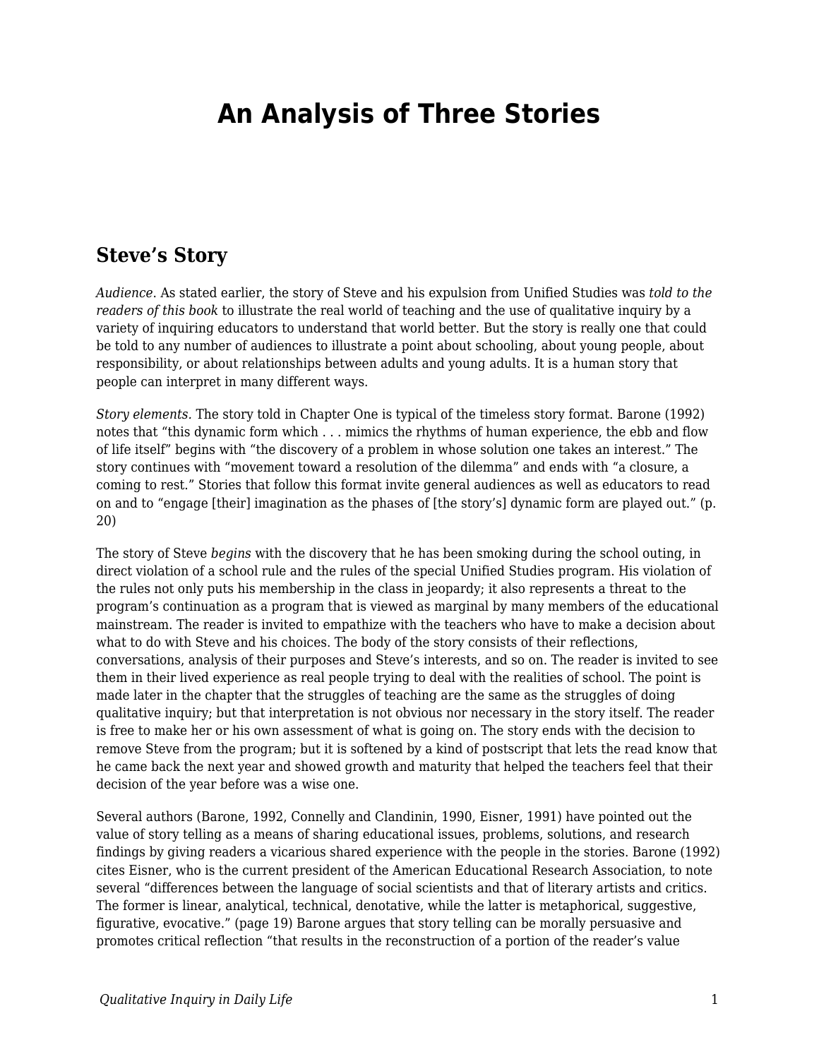# An Analysis of Three Stories

## Steve's Story

*Audience*. As stated earlier, the story of Steve and his expulsion from Unified Studies was *told to the readers of this book* to illustrate the real world of teaching and the use of qualitative inquiry by a variety of inquiring educators to understand that world better. But the story is really one that could be told to any number of audiences to illustrate a point about schooling, about young people, about responsibility, or about relationships between adults and young adults. It is a human story that people can interpret in many different ways.

*Story elements.* The story told in Chapter One is typical of the timeless story format. Barone (1992) notes that "this dynamic form which . . . mimics the rhythms of human experience, the ebb and flow of life itself" begins with "the discovery of a problem in whose solution one takes an interest." The story continues with "movement toward a resolution of the dilemma" and ends with "a closure, a coming to rest." Stories that follow this format invite general audiences as well as educators to read on and to "engage [their] imagination as the phases of [the story's] dynamic form are played out." (p. 20)

The story of Steve *begins* with the discovery that he has been smoking during the school outing, in direct violation of a school rule and the rules of the special Unified Studies program. His violation of the rules not only puts his membership in the class in jeopardy; it also represents a threat to the program's continuation as a program that is viewed as marginal by many members of the educational mainstream. The reader is invited to empathize with the teachers who have to make a decision about what to do with Steve and his choices. The body of the story consists of their reflections, conversations, analysis of their purposes and Steve's interests, and so on. The reader is invited to see them in their lived experience as real people trying to deal with the realities of school. The point is made later in the chapter that the struggles of teaching are the same as the struggles of doing qualitative inquiry; but that interpretation is not obvious nor necessary in the story itself. The reader is free to make her or his own assessment of what is going on. The story ends with the decision to remove Steve from the program; but it is softened by a kind of postscript that lets the read know that he came back the next year and showed growth and maturity that helped the teachers feel that their decision of the year before was a wise one.

Several authors (Barone, 1992, Connelly and Clandinin, 1990, Eisner, 1991) have pointed out the value of story telling as a means of sharing educational issues, problems, solutions, and research findings by giving readers a vicarious shared experience with the people in the stories. Barone (1992) cites Eisner, who is the current president of the American Educational Research Association, to note several "differences between the language of social scientists and that of literary artists and critics. The former is linear, analytical, technical, denotative, while the latter is metaphorical, suggestive, figurative, evocative." (page 19) Barone argues that story telling can be morally persuasive and promotes critical reflection "that results in the reconstruction of a portion of the reader's value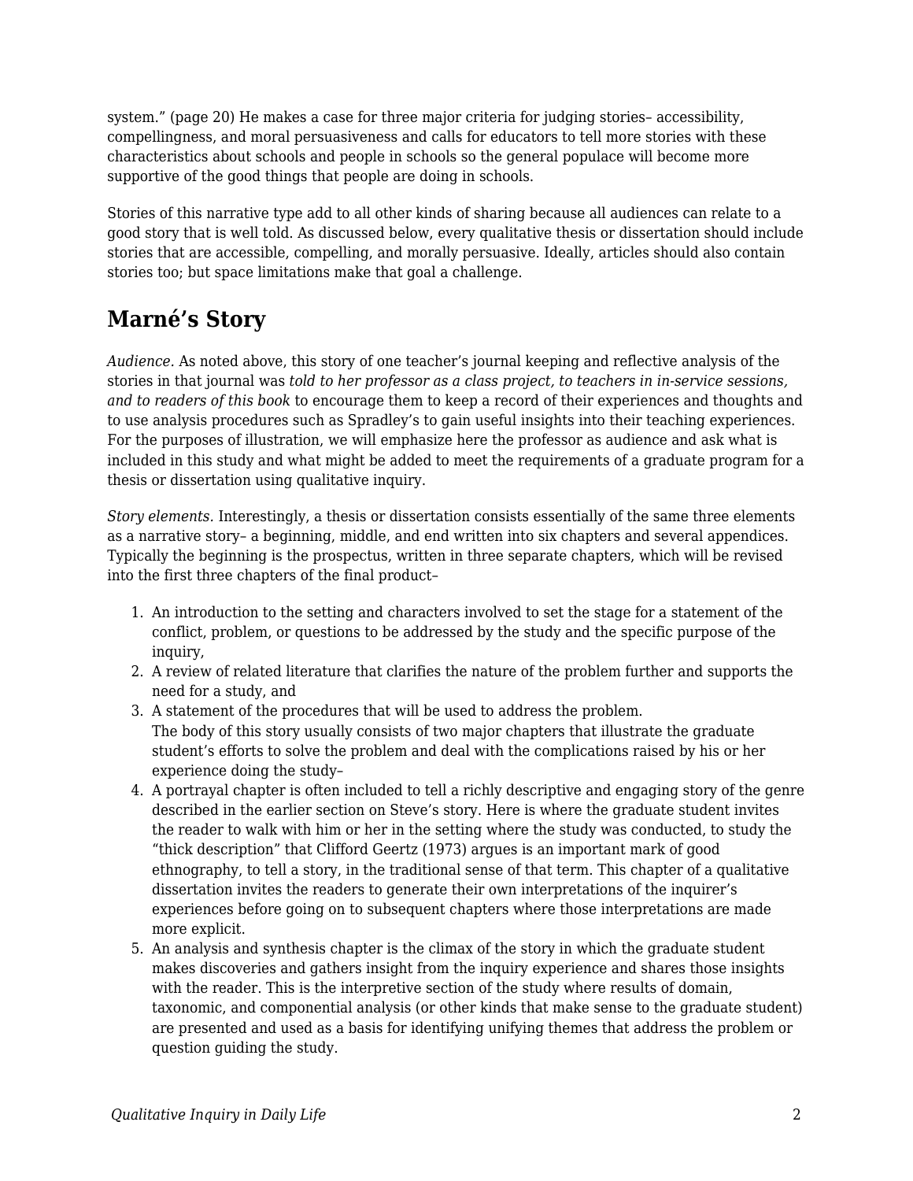system." (page 20) He makes a case for three major criteria for judging stories– accessibility, compellingness, and moral persuasiveness and calls for educators to tell more stories with these characteristics about schools and people in schools so the general populace will become more supportive of the good things that people are doing in schools.

Stories of this narrative type add to all other kinds of sharing because all audiences can relate to a good story that is well told. As discussed below, every qualitative thesis or dissertation should include stories that are accessible, compelling, and morally persuasive. Ideally, articles should also contain stories too; but space limitations make that goal a challenge.

## Marné's Story

*Audience.* As noted above, this story of one teacher's journal keeping and reflective analysis of the stories in that journal was *told to her professor as a class project, to teachers in in-service sessions, and to readers of this book* to encourage them to keep a record of their experiences and thoughts and to use analysis procedures such as Spradley's to gain useful insights into their teaching experiences. For the purposes of illustration, we will emphasize here the professor as audience and ask what is included in this study and what might be added to meet the requirements of a graduate program for a thesis or dissertation using qualitative inquiry.

*Story elements.* Interestingly, a thesis or dissertation consists essentially of the same three elements as a narrative story– a beginning, middle, and end written into six chapters and several appendices. Typically the beginning is the prospectus, written in three separate chapters, which will be revised into the first three chapters of the final product–

1. An introduction to the setting and characters involved to set the stage for a statement of the conflict, problem, or questions to be addressed by the study and the specific purpose of the inquiry,
2. A review of related literature that clarifies the nature of the problem further and supports the need for a study, and
3. A statement of the procedures that will be used to address the problem.
   The body of this story usually consists of two major chapters that illustrate the graduate student's efforts to solve the problem and deal with the complications raised by his or her experience doing the study–
4. A portrayal chapter is often included to tell a richly descriptive and engaging story of the genre described in the earlier section on Steve's story. Here is where the graduate student invites the reader to walk with him or her in the setting where the study was conducted, to study the "thick description" that Clifford Geertz (1973) argues is an important mark of good ethnography, to tell a story, in the traditional sense of that term. This chapter of a qualitative dissertation invites the readers to generate their own interpretations of the inquirer's experiences before going on to subsequent chapters where those interpretations are made more explicit.
5. An analysis and synthesis chapter is the climax of the story in which the graduate student makes discoveries and gathers insight from the inquiry experience and shares those insights with the reader. This is the interpretive section of the study where results of domain, taxonomic, and componential analysis (or other kinds that make sense to the graduate student) are presented and used as a basis for identifying unifying themes that address the problem or question guiding the study.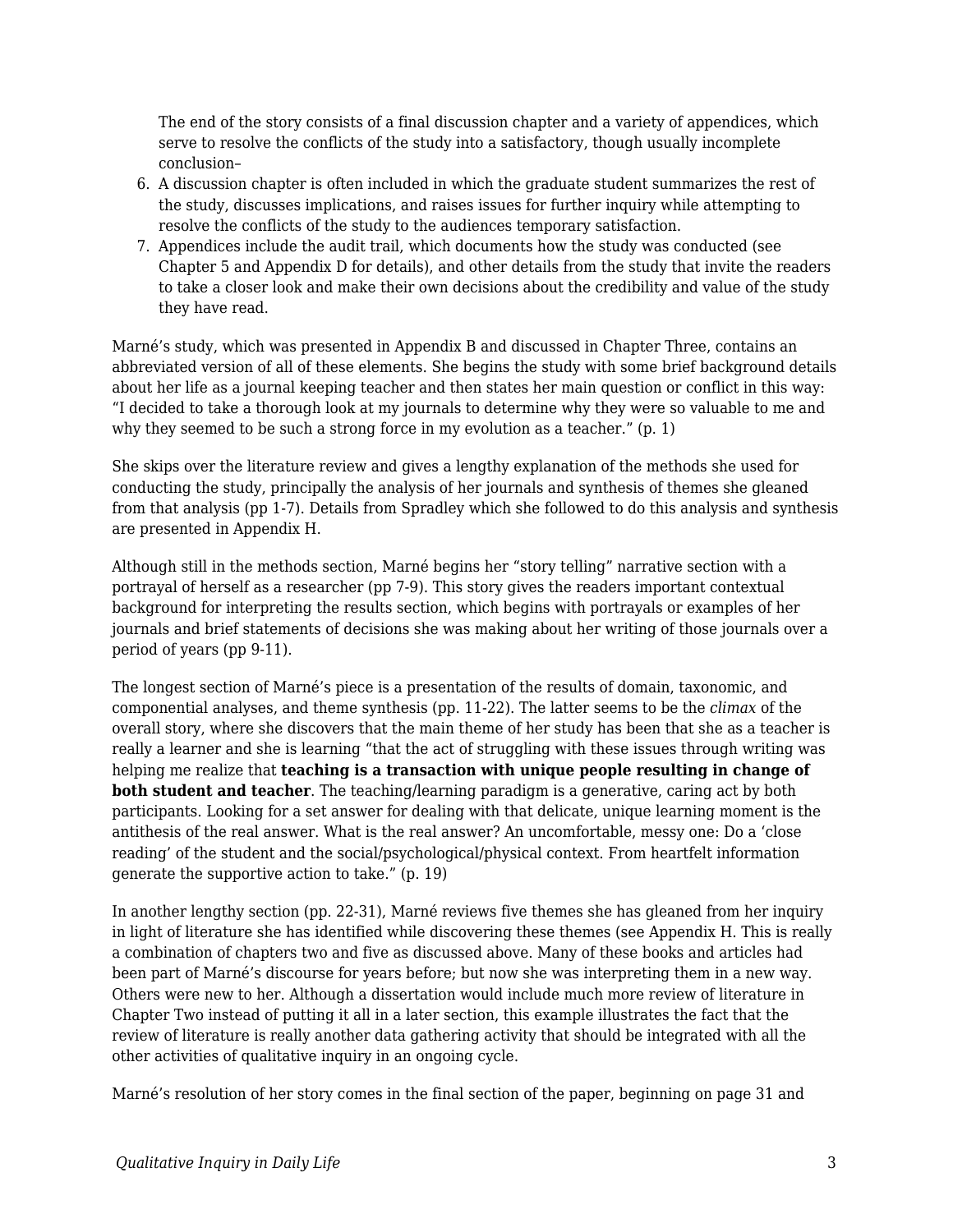The end of the story consists of a final discussion chapter and a variety of appendices, which serve to resolve the conflicts of the study into a satisfactory, though usually incomplete conclusion–

6. A discussion chapter is often included in which the graduate student summarizes the rest of the study, discusses implications, and raises issues for further inquiry while attempting to resolve the conflicts of the study to the audiences temporary satisfaction.
7. Appendices include the audit trail, which documents how the study was conducted (see Chapter 5 and Appendix D for details), and other details from the study that invite the readers to take a closer look and make their own decisions about the credibility and value of the study they have read.

Marné's study, which was presented in Appendix B and discussed in Chapter Three, contains an abbreviated version of all of these elements. She begins the study with some brief background details about her life as a journal keeping teacher and then states her main question or conflict in this way: "I decided to take a thorough look at my journals to determine why they were so valuable to me and why they seemed to be such a strong force in my evolution as a teacher." (p. 1)

She skips over the literature review and gives a lengthy explanation of the methods she used for conducting the study, principally the analysis of her journals and synthesis of themes she gleaned from that analysis (pp 1-7). Details from Spradley which she followed to do this analysis and synthesis are presented in Appendix H.

Although still in the methods section, Marné begins her "story telling" narrative section with a portrayal of herself as a researcher (pp 7-9). This story gives the readers important contextual background for interpreting the results section, which begins with portrayals or examples of her journals and brief statements of decisions she was making about her writing of those journals over a period of years (pp 9-11).

The longest section of Marné's piece is a presentation of the results of domain, taxonomic, and componential analyses, and theme synthesis (pp. 11-22). The latter seems to be the *climax* of the overall story, where she discovers that the main theme of her study has been that she as a teacher is really a learner and she is learning "that the act of struggling with these issues through writing was helping me realize that **teaching is a transaction with unique people resulting in change of both student and teacher**. The teaching/learning paradigm is a generative, caring act by both participants. Looking for a set answer for dealing with that delicate, unique learning moment is the antithesis of the real answer. What is the real answer? An uncomfortable, messy one: Do a 'close reading' of the student and the social/psychological/physical context. From heartfelt information generate the supportive action to take." (p. 19)

In another lengthy section (pp. 22-31), Marné reviews five themes she has gleaned from her inquiry in light of literature she has identified while discovering these themes (see Appendix H. This is really a combination of chapters two and five as discussed above. Many of these books and articles had been part of Marné's discourse for years before; but now she was interpreting them in a new way. Others were new to her. Although a dissertation would include much more review of literature in Chapter Two instead of putting it all in a later section, this example illustrates the fact that the review of literature is really another data gathering activity that should be integrated with all the other activities of qualitative inquiry in an ongoing cycle.

Marné's resolution of her story comes in the final section of the paper, beginning on page 31 and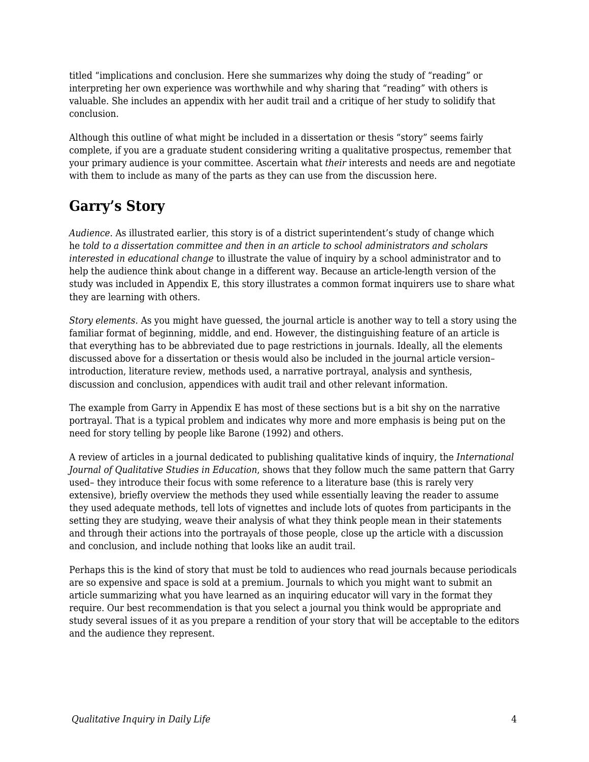titled “implications and conclusion. Here she summarizes why doing the study of “reading” or interpreting her own experience was worthwhile and why sharing that “reading” with others is valuable. She includes an appendix with her audit trail and a critique of her study to solidify that conclusion.

Although this outline of what might be included in a dissertation or thesis “story” seems fairly complete, if you are a graduate student considering writing a qualitative prospectus, remember that your primary audience is your committee. Ascertain what *their* interests and needs are and negotiate with them to include as many of the parts as they can use from the discussion here.

## Garry’s Story

*Audience*. As illustrated earlier, this story is of a district superintendent’s study of change which he *told to a dissertation committee and then in an article to school administrators and scholars interested in educational change* to illustrate the value of inquiry by a school administrator and to help the audience think about change in a different way. Because an article-length version of the study was included in Appendix E, this story illustrates a common format inquirers use to share what they are learning with others.

*Story elements*. As you might have guessed, the journal article is another way to tell a story using the familiar format of beginning, middle, and end. However, the distinguishing feature of an article is that everything has to be abbreviated due to page restrictions in journals. Ideally, all the elements discussed above for a dissertation or thesis would also be included in the journal article version– introduction, literature review, methods used, a narrative portrayal, analysis and synthesis, discussion and conclusion, appendices with audit trail and other relevant information.

The example from Garry in Appendix E has most of these sections but is a bit shy on the narrative portrayal. That is a typical problem and indicates why more and more emphasis is being put on the need for story telling by people like Barone (1992) and others.

A review of articles in a journal dedicated to publishing qualitative kinds of inquiry, the *International Journal of Qualitative Studies in Education*, shows that they follow much the same pattern that Garry used– they introduce their focus with some reference to a literature base (this is rarely very extensive), briefly overview the methods they used while essentially leaving the reader to assume they used adequate methods, tell lots of vignettes and include lots of quotes from participants in the setting they are studying, weave their analysis of what they think people mean in their statements and through their actions into the portrayals of those people, close up the article with a discussion and conclusion, and include nothing that looks like an audit trail.

Perhaps this is the kind of story that must be told to audiences who read journals because periodicals are so expensive and space is sold at a premium. Journals to which you might want to submit an article summarizing what you have learned as an inquiring educator will vary in the format they require. Our best recommendation is that you select a journal you think would be appropriate and study several issues of it as you prepare a rendition of your story that will be acceptable to the editors and the audience they represent.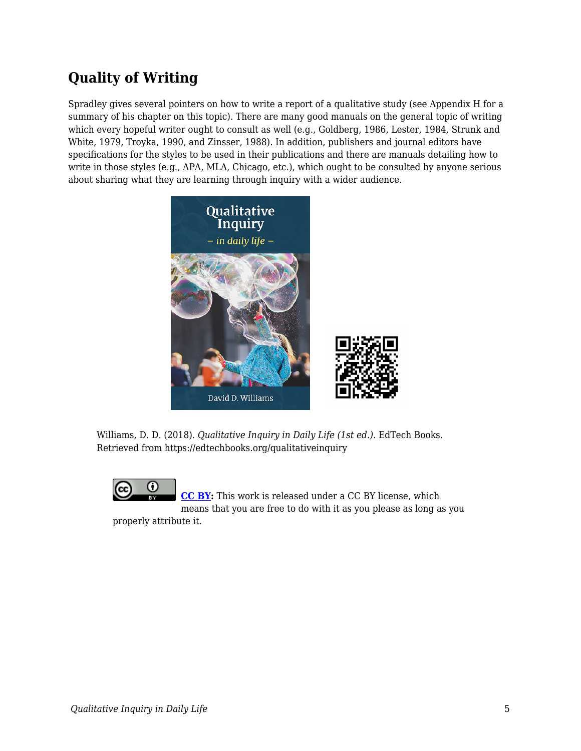## Quality of Writing

Spradley gives several pointers on how to write a report of a qualitative study (see Appendix H for a summary of his chapter on this topic). There are many good manuals on the general topic of writing which every hopeful writer ought to consult as well (e.g., Goldberg, 1986, Lester, 1984, Strunk and White, 1979, Troyka, 1990, and Zinsser, 1988). In addition, publishers and journal editors have specifications for the styles to be used in their publications and there are manuals detailing how to write in those styles (e.g., APA, MLA, Chicago, etc.), which ought to be consulted by anyone serious about sharing what they are learning through inquiry with a wider audience.

Williams, D. D. (2018). *Qualitative Inquiry in Daily Life (1st ed.).* EdTech Books. Retrieved from https://edtechbooks.org/qualitativeinquiry

**CC BY:** This work is released under a CC BY license, which means that you are free to do with it as you please as long as you properly attribute it.